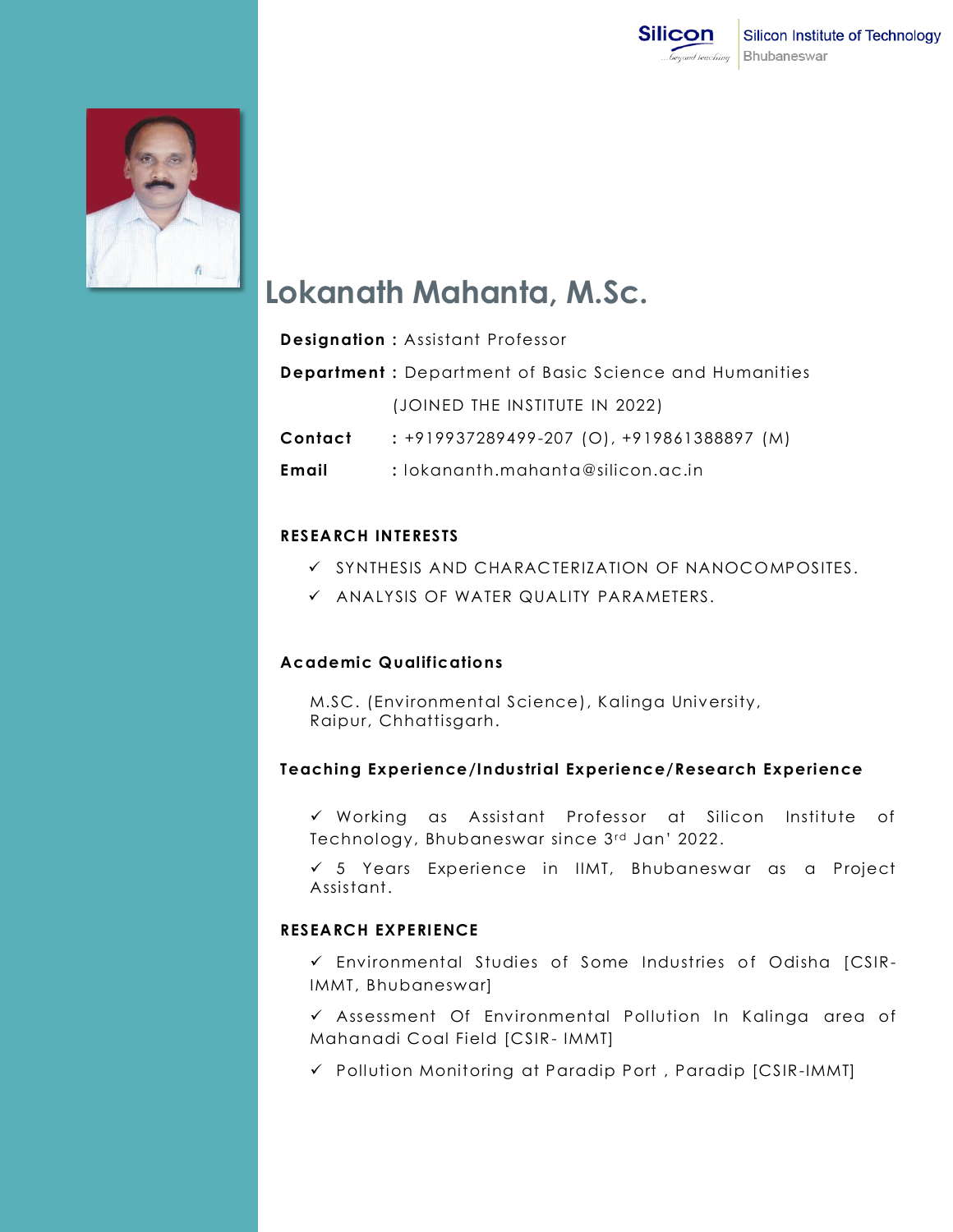# Lokanath Mahanta, M.Sc.

**Designation :** Assistant Professor

**Department :** Department of Basic Science and Humanities

(JOINED THE INSTITUTE IN 2022)

**Contact** : +919937289499-207 (O), +919861388897 (M)

**Email** : lokananth.mahanta@silicon.ac.in

## RESEARCH INTERESTS

- ✓ SYNTHESIS AND CHARACTERIZATION OF NANOCOMPOSITES.
- ✓ ANALYSIS OF WATER QUALITY PARAMETERS.

## Academic Qualifications

M.SC. (Environmental Science), Kalinga University, Raipur, Chhattisgarh.

## Teaching Experience/Industrial Experience/Research Experience

- ✓ Working as Assistant Professor at Silicon Institute of Technology, Bhubaneswar since 3rd Jan' 2022.
- ✓ 5 Years Experience in IIMT, Bhubaneswar as a Project Assistant.

## RESEARCH EXPERIENCE

- ✓ Environmental Studies of Some Industries of Odisha [CSIR-IMMT, Bhubaneswar]
- ✓ Assessment Of Environmental Pollution In Kalinga area of Mahanadi Coal Field [CSIR- IMMT]
- ✓ Pollution Monitoring at Paradip Port , Paradip [CSIR-IMMT]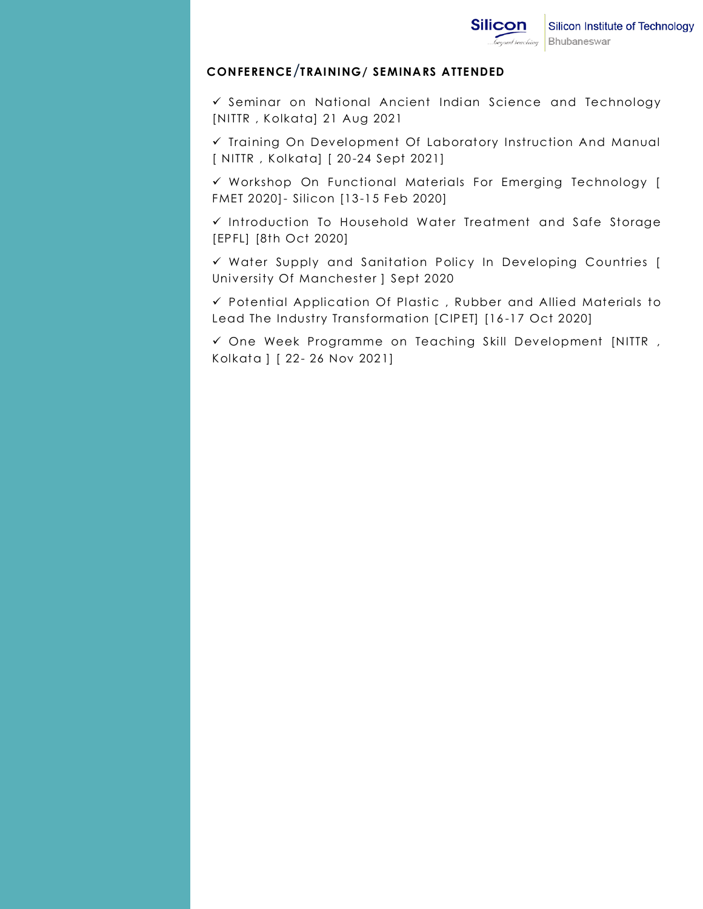## CONFERENCE/TRAINING/ SEMINARS ATTENDED

- ✓ Seminar on National Ancient Indian Science and Technology [NITTR , Kolkata] 21 Aug 2021
- ✓ Training On Development Of Laboratory Instruction And Manual [ NITTR , Kolkata] [ 20-24 Sept 2021]
- ✓ Workshop On Functional Materials For Emerging Technology [ FMET 2020]- Silicon [13-15 Feb 2020]
- ✓ Introduction To Household Water Treatment and Safe Storage [EPFL] [8th Oct 2020]
- ✓ Water Supply and Sanitation Policy In Developing Countries [ University Of Manchester ] Sept 2020
- ✓ Potential Application Of Plastic , Rubber and Allied Materials to Lead The Industry Transformation [CIPET] [16-17 Oct 2020]
- ✓ One Week Programme on Teaching Skill Development [NITTR , Kolkata ] [ 22- 26 Nov 2021]